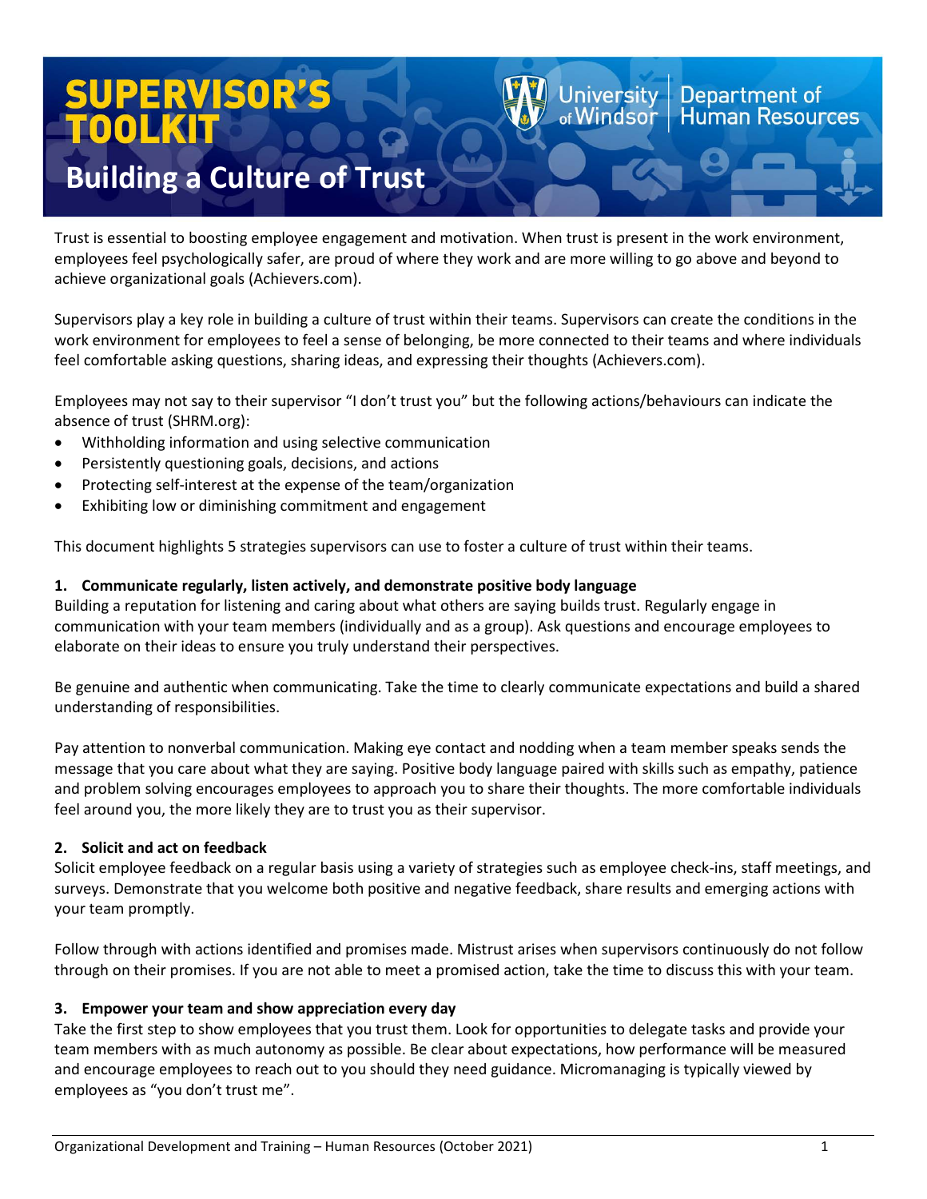# SUPERVISOR'S TOOLKIT

University of Windsor | Department of Human Resources

## Building a Culture of Trust

Trust is essential to boosting employee engagement and motivation. When trust is present in the work environment, employees feel psychologically safer, are proud of where they work and are more willing to go above and beyond to achieve organizational goals (Achievers.com).

Supervisors play a key role in building a culture of trust within their teams. Supervisors can create the conditions in the work environment for employees to feel a sense of belonging, be more connected to their teams and where individuals feel comfortable asking questions, sharing ideas, and expressing their thoughts (Achievers.com).

Employees may not say to their supervisor "I don't trust you" but the following actions/behaviours can indicate the absence of trust (SHRM.org):

- Withholding information and using selective communication
- Persistently questioning goals, decisions, and actions
- Protecting self-interest at the expense of the team/organization
- Exhibiting low or diminishing commitment and engagement

This document highlights 5 strategies supervisors can use to foster a culture of trust within their teams.

### 1. Communicate regularly, listen actively, and demonstrate positive body language

Building a reputation for listening and caring about what others are saying builds trust. Regularly engage in communication with your team members (individually and as a group). Ask questions and encourage employees to elaborate on their ideas to ensure you truly understand their perspectives.

Be genuine and authentic when communicating. Take the time to clearly communicate expectations and build a shared understanding of responsibilities.

Pay attention to nonverbal communication. Making eye contact and nodding when a team member speaks sends the message that you care about what they are saying. Positive body language paired with skills such as empathy, patience and problem solving encourages employees to approach you to share their thoughts. The more comfortable individuals feel around you, the more likely they are to trust you as their supervisor.

### 2. Solicit and act on feedback

Solicit employee feedback on a regular basis using a variety of strategies such as employee check-ins, staff meetings, and surveys. Demonstrate that you welcome both positive and negative feedback, share results and emerging actions with your team promptly.

Follow through with actions identified and promises made. Mistrust arises when supervisors continuously do not follow through on their promises. If you are not able to meet a promised action, take the time to discuss this with your team.

### 3. Empower your team and show appreciation every day

Take the first step to show employees that you trust them. Look for opportunities to delegate tasks and provide your team members with as much autonomy as possible. Be clear about expectations, how performance will be measured and encourage employees to reach out to you should they need guidance. Micromanaging is typically viewed by employees as "you don't trust me".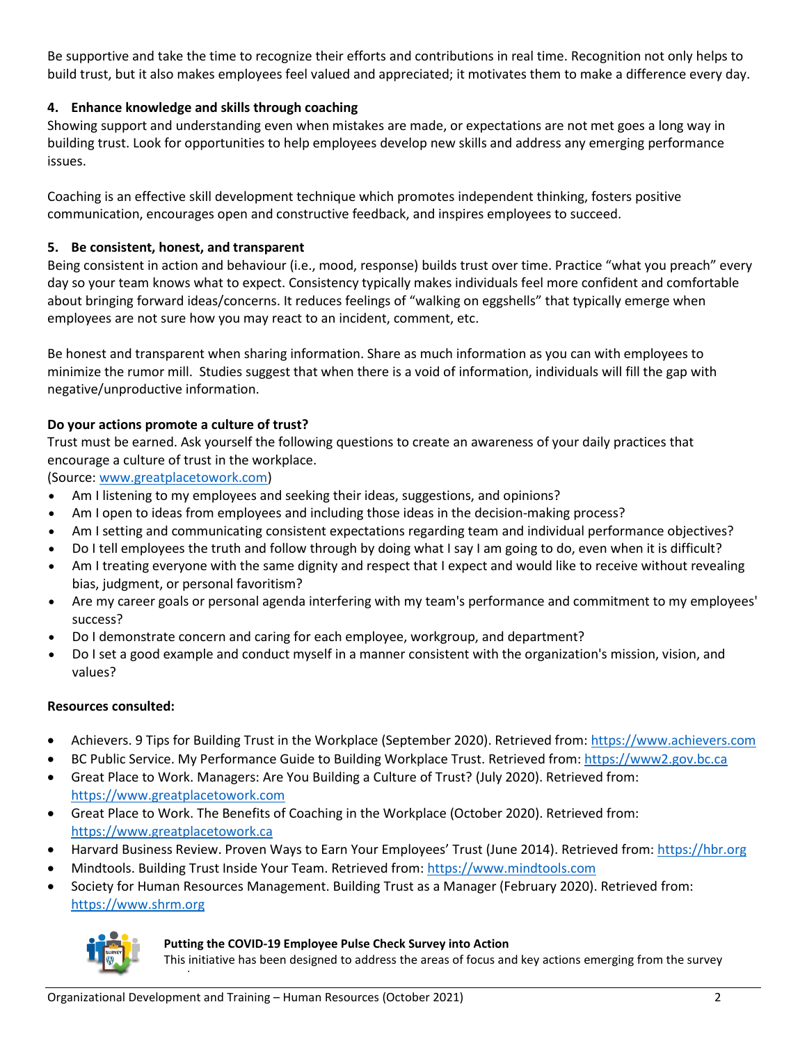Be supportive and take the time to recognize their efforts and contributions in real time. Recognition not only helps to build trust, but it also makes employees feel valued and appreciated; it motivates them to make a difference every day.

**4. Enhance knowledge and skills through coaching**

Showing support and understanding even when mistakes are made, or expectations are not met goes a long way in building trust. Look for opportunities to help employees develop new skills and address any emerging performance issues.

Coaching is an effective skill development technique which promotes independent thinking, fosters positive communication, encourages open and constructive feedback, and inspires employees to succeed.

**5. Be consistent, honest, and transparent**

Being consistent in action and behaviour (i.e., mood, response) builds trust over time. Practice "what you preach" every day so your team knows what to expect. Consistency typically makes individuals feel more confident and comfortable about bringing forward ideas/concerns. It reduces feelings of "walking on eggshells" that typically emerge when employees are not sure how you may react to an incident, comment, etc.

Be honest and transparent when sharing information. Share as much information as you can with employees to minimize the rumor mill. Studies suggest that when there is a void of information, individuals will fill the gap with negative/unproductive information.

**Do your actions promote a culture of trust?**

Trust must be earned. Ask yourself the following questions to create an awareness of your daily practices that encourage a culture of trust in the workplace.
(Source: www.greatplacetowork.com)

- Am I listening to my employees and seeking their ideas, suggestions, and opinions?
- Am I open to ideas from employees and including those ideas in the decision-making process?
- Am I setting and communicating consistent expectations regarding team and individual performance objectives?
- Do I tell employees the truth and follow through by doing what I say I am going to do, even when it is difficult?
- Am I treating everyone with the same dignity and respect that I expect and would like to receive without revealing bias, judgment, or personal favoritism?
- Are my career goals or personal agenda interfering with my team's performance and commitment to my employees' success?
- Do I demonstrate concern and caring for each employee, workgroup, and department?
- Do I set a good example and conduct myself in a manner consistent with the organization's mission, vision, and values?

**Resources consulted:**

- Achievers. 9 Tips for Building Trust in the Workplace (September 2020). Retrieved from: https://www.achievers.com
- BC Public Service. My Performance Guide to Building Workplace Trust. Retrieved from: https://www2.gov.bc.ca
- Great Place to Work. Managers: Are You Building a Culture of Trust? (July 2020). Retrieved from: https://www.greatplacetowork.com
- Great Place to Work. The Benefits of Coaching in the Workplace (October 2020). Retrieved from: https://www.greatplacetowork.ca
- Harvard Business Review. Proven Ways to Earn Your Employees' Trust (June 2014). Retrieved from: https://hbr.org
- Mindtools. Building Trust Inside Your Team. Retrieved from: https://www.mindtools.com
- Society for Human Resources Management. Building Trust as a Manager (February 2020). Retrieved from: https://www.shrm.org

**Putting the COVID-19 Employee Pulse Check Survey into Action**

This initiative has been designed to address the areas of focus and key actions emerging from the survey

Organizational Development and Training – Human Resources (October 2021)